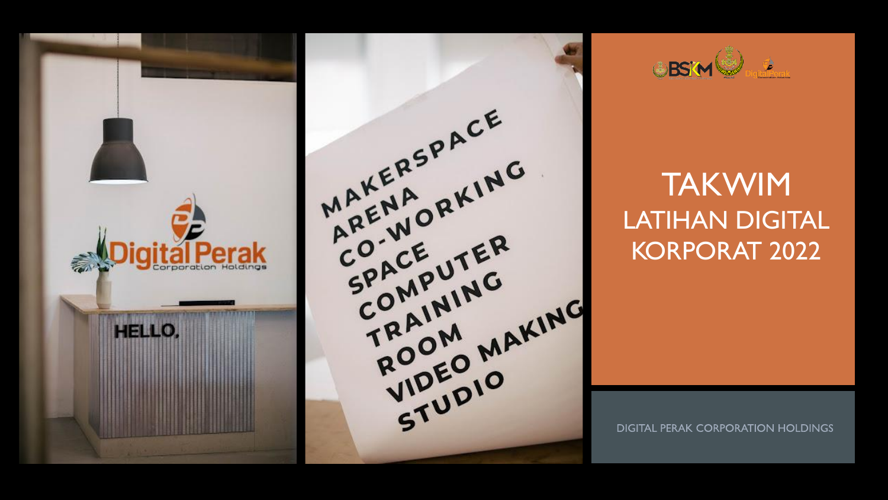# TAKWIM

## LATIHAN DIGITAL KORPORAT 2022

DIGITAL PERAK CORPORATION HOLDINGS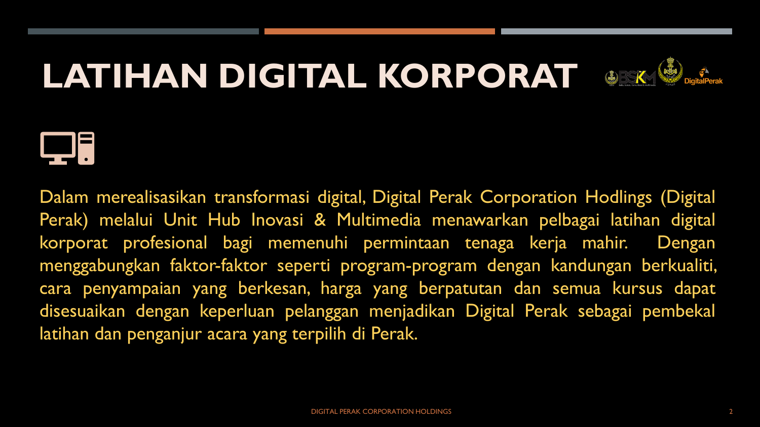# LATIHAN DIGITAL KORPORAT

Dalam merealisasikan transformasi digital, Digital Perak Corporation Hodlings (Digital Perak) melalui Unit Hub Inovasi & Multimedia menawarkan pelbagai latihan digital korporat profesional bagi memenuhi permintaan tenaga kerja mahir. Dengan menggabungkan faktor-faktor seperti program-program dengan kandungan berkualiti, cara penyampaian yang berkesan, harga yang berpatutan dan semua kursus dapat disesuaikan dengan keperluan pelanggan menjadikan Digital Perak sebagai pembekal latihan dan penganjur acara yang terpilih di Perak.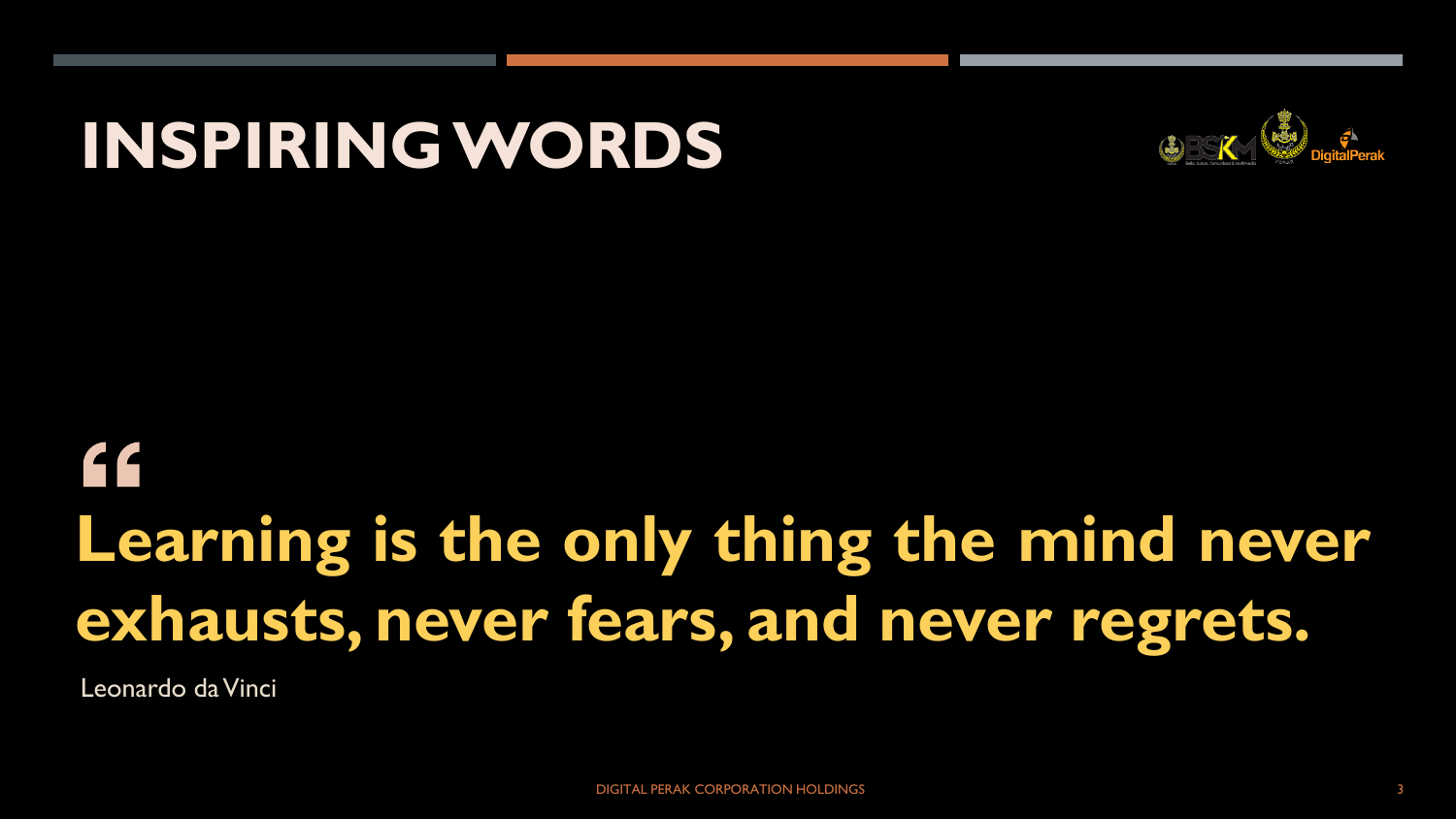# INSPIRING WORDS

> **"Learning is the only thing the mind never exhausts, never fears, and never regrets.**

Leonardo da Vinci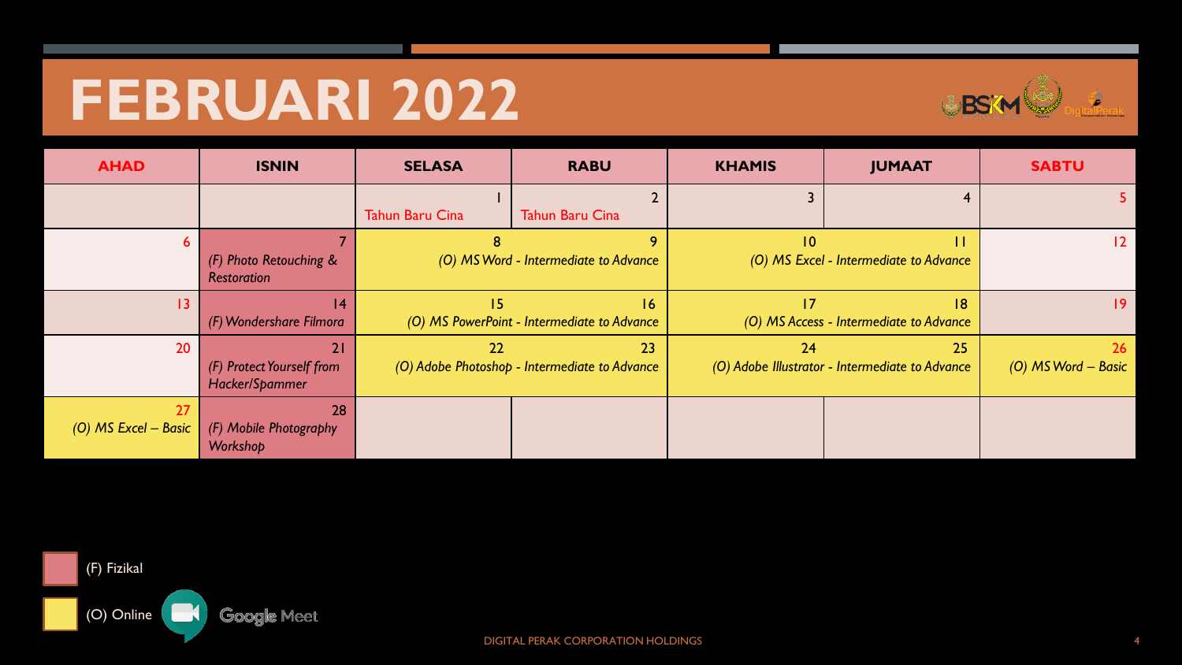# FEBRUARI 2022

| AHAD | ISNIN | SELASA | RABU | KHAMIS | JUMAAT | SABTU |
|---|---|---|---|---|---|---|
| | | 1 Tahun Baru Cina | 2 Tahun Baru Cina | 3 | 4 | 5 |
| 6 | 7 *(F) Photo Retouching & Restoration* | 8 *(O) MS Word - Intermediate to Advance* | 9 *(O) MS Word - Intermediate to Advance* | 10 *(O) MS Excel - Intermediate to Advance* | 11 *(O) MS Excel - Intermediate to Advance* | 12 |
| 13 | 14 *(F) Wondershare Filmora* | 15 *(O) MS PowerPoint - Intermediate to Advance* | 16 *(O) MS PowerPoint - Intermediate to Advance* | 17 *(O) MS Access - Intermediate to Advance* | 18 *(O) MS Access - Intermediate to Advance* | 19 |
| 20 | 21 *(F) Protect Yourself from Hacker/Spammer* | 22 *(O) Adobe Photoshop - Intermediate to Advance* | 23 *(O) Adobe Photoshop - Intermediate to Advance* | 24 *(O) Adobe Illustrator - Intermediate to Advance* | 25 *(O) Adobe Illustrator - Intermediate to Advance* | 26 *(O) MS Word – Basic* |
| 27 *(O) MS Excel – Basic* | 28 *(F) Mobile Photography Workshop* | | | | | |

(F) Fizikal

(O) Online Google Meet

DIGITAL PERAK CORPORATION HOLDINGS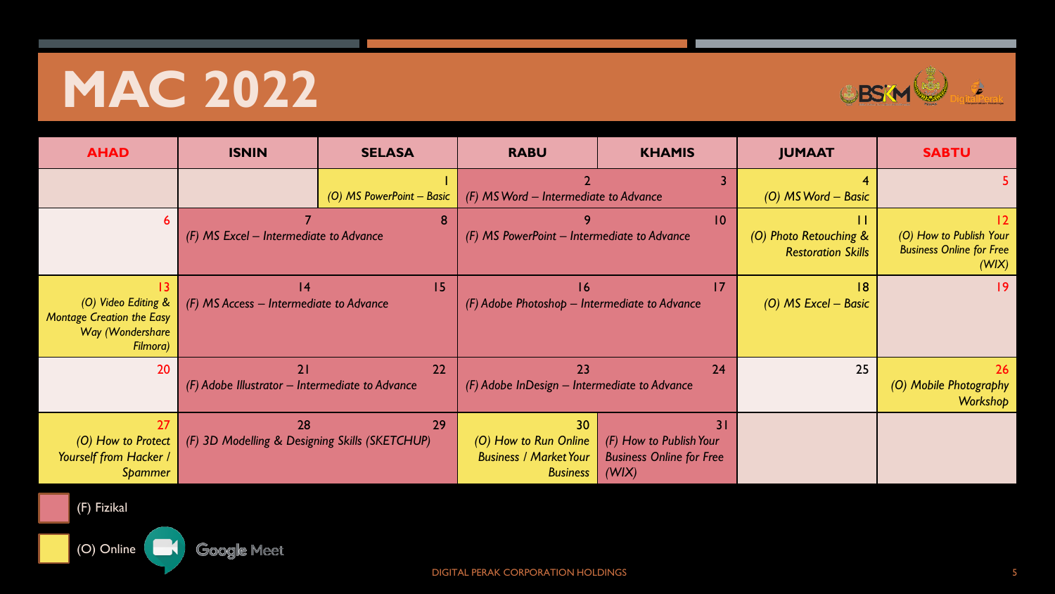# MAC 2022

| AHAD | ISNIN | SELASA | RABU | KHAMIS | JUMAAT | SABTU |
|---|---|---|---|---|---|---|
| | | 1 (O) MS PowerPoint – Basic | 2 (F) MS Word – Intermediate to Advance | 3 | 4 (O) MS Word – Basic | 5 |
| 6 | 7 (F) MS Excel – Intermediate to Advance | 8 | 9 (F) MS PowerPoint – Intermediate to Advance | 10 | 11 (O) Photo Retouching & Restoration Skills | 12 (O) How to Publish Your Business Online for Free (WIX) |
| 13 (O) Video Editing & Montage Creation the Easy Way (Wondershare Filmora) | 14 (F) MS Access – Intermediate to Advance | 15 | 16 (F) Adobe Photoshop – Intermediate to Advance | 17 | 18 (O) MS Excel – Basic | 19 |
| 20 | 21 (F) Adobe Illustrator – Intermediate to Advance | 22 | 23 (F) Adobe InDesign – Intermediate to Advance | 24 | 25 | 26 (O) Mobile Photography Workshop |
| 27 (O) How to Protect Yourself from Hacker / Spammer | 28 (F) 3D Modelling & Designing Skills (SKETCHUP) | 29 | 30 (O) How to Run Online Business / Market Your Business | 31 (F) How to Publish Your Business Online for Free (WIX) | | |

(F) Fizikal

(O) Online Google Meet

DIGITAL PERAK CORPORATION HOLDINGS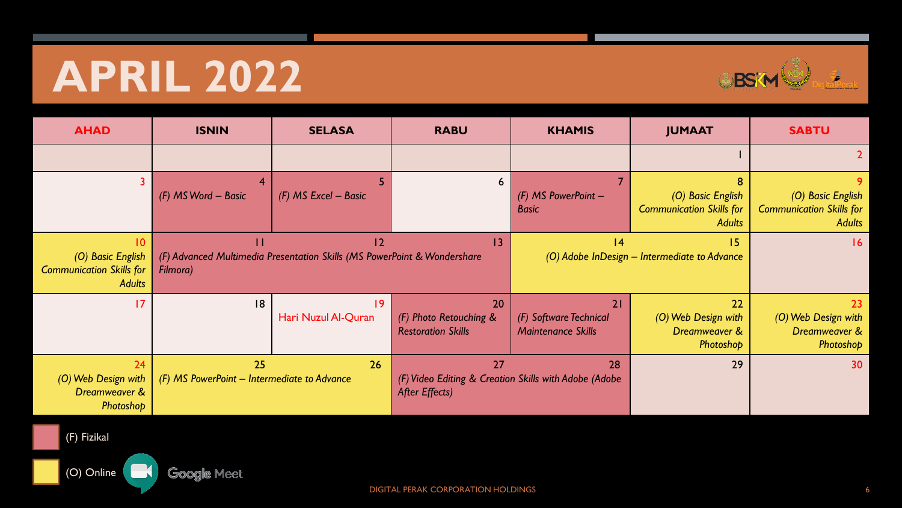# APRIL 2022

| AHAD | ISNIN | SELASA | RABU | KHAMIS | JUMAAT | SABTU |
|---|---|---|---|---|---|---|
| | | | | | 1 | 2 |
| 3 | 4<br>*(F) MS Word – Basic* | 5<br>*(F) MS Excel – Basic* | 6 | 7<br>*(F) MS PowerPoint – Basic* | 8<br>*(O) Basic English Communication Skills for Adults* | 9<br>*(O) Basic English Communication Skills for Adults* |
| 10<br>*(O) Basic English Communication Skills for Adults* | 11<br>*(F) Advanced Multimedia Presentation Skills (MS PowerPoint & Wondershare Filmora)* | 12 | 13 | 14<br>*(O) Adobe InDesign – Intermediate to Advance* | 15 | 16 |
| 17 | 18 | 19<br>Hari Nuzul Al-Quran | 20<br>*(F) Photo Retouching & Restoration Skills* | 21<br>*(F) Software Technical Maintenance Skills* | 22<br>*(O) Web Design with Dreamweaver & Photoshop* | 23<br>*(O) Web Design with Dreamweaver & Photoshop* |
| 24<br>*(O) Web Design with Dreamweaver & Photoshop* | 25<br>*(F) MS PowerPoint – Intermediate to Advance* | 26 | 27<br>*(F) Video Editing & Creation Skills with Adobe (Adobe After Effects)* | 28 | 29 | 30 |

(F) Fizikal

(O) Online — Google Meet

DIGITAL PERAK CORPORATION HOLDINGS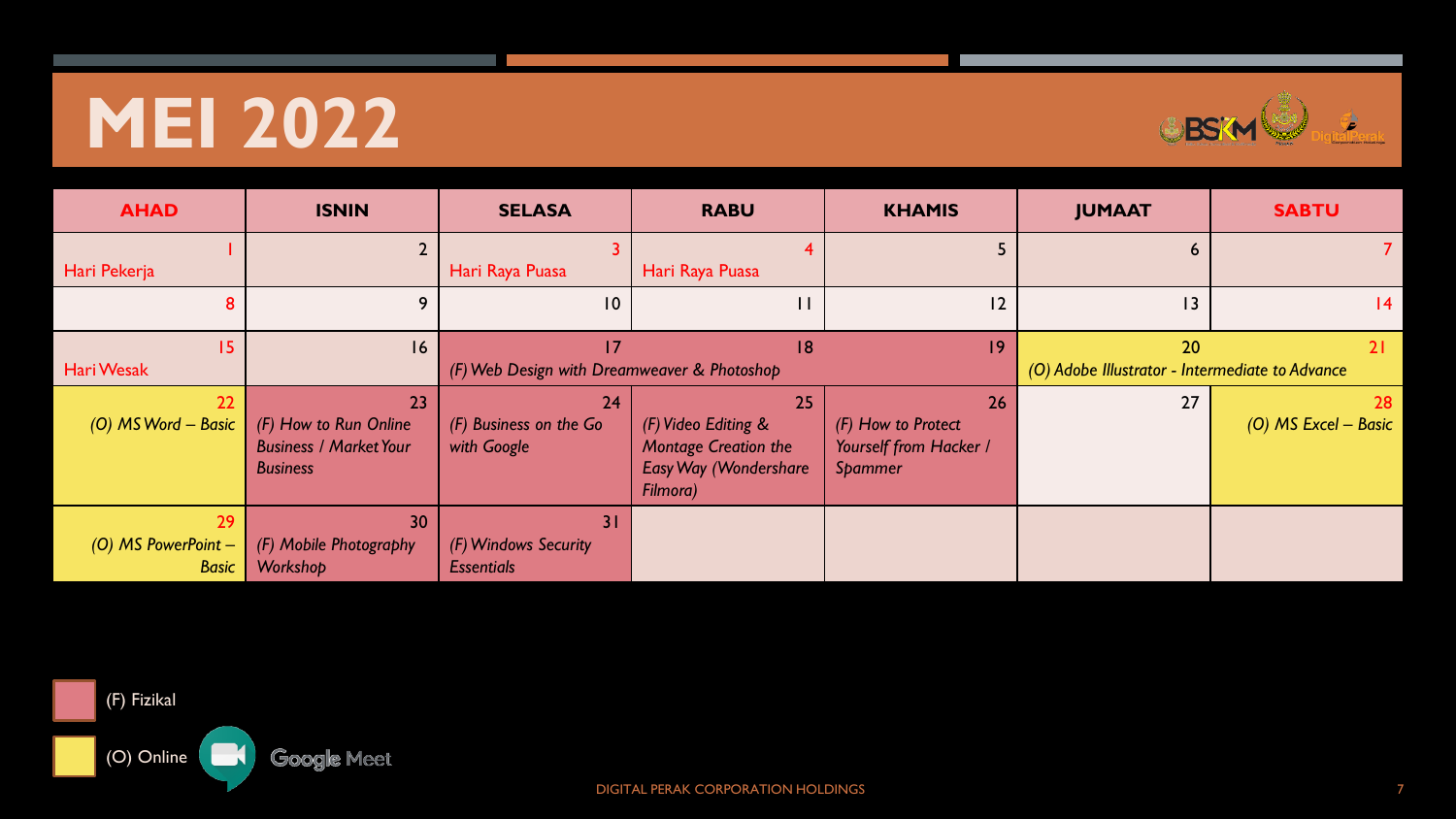# MEI 2022

| AHAD | ISNIN | SELASA | RABU | KHAMIS | JUMAAT | SABTU |
|---|---|---|---|---|---|---|
| 1 Hari Pekerja | 2 | 3 Hari Raya Puasa | 4 Hari Raya Puasa | 5 | 6 | 7 |
| 8 | 9 | 10 | 11 | 12 | 13 | 14 |
| 15 Hari Wesak | 16 | 17 *(F) Web Design with Dreamweaver & Photoshop* | 18 | 19 | 20 *(O) Adobe Illustrator - Intermediate to Advance* | 21 |
| 22 *(O) MS Word – Basic* | 23 *(F) How to Run Online Business / Market Your Business* | 24 *(F) Business on the Go with Google* | 25 *(F) Video Editing & Montage Creation the Easy Way (Wondershare Filmora)* | 26 *(F) How to Protect Yourself from Hacker / Spammer* | 27 | 28 *(O) MS Excel – Basic* |
| 29 *(O) MS PowerPoint – Basic* | 30 *(F) Mobile Photography Workshop* | 31 *(F) Windows Security Essentials* | | | | |

(F) Fizikal

(O) Online Google Meet

DIGITAL PERAK CORPORATION HOLDINGS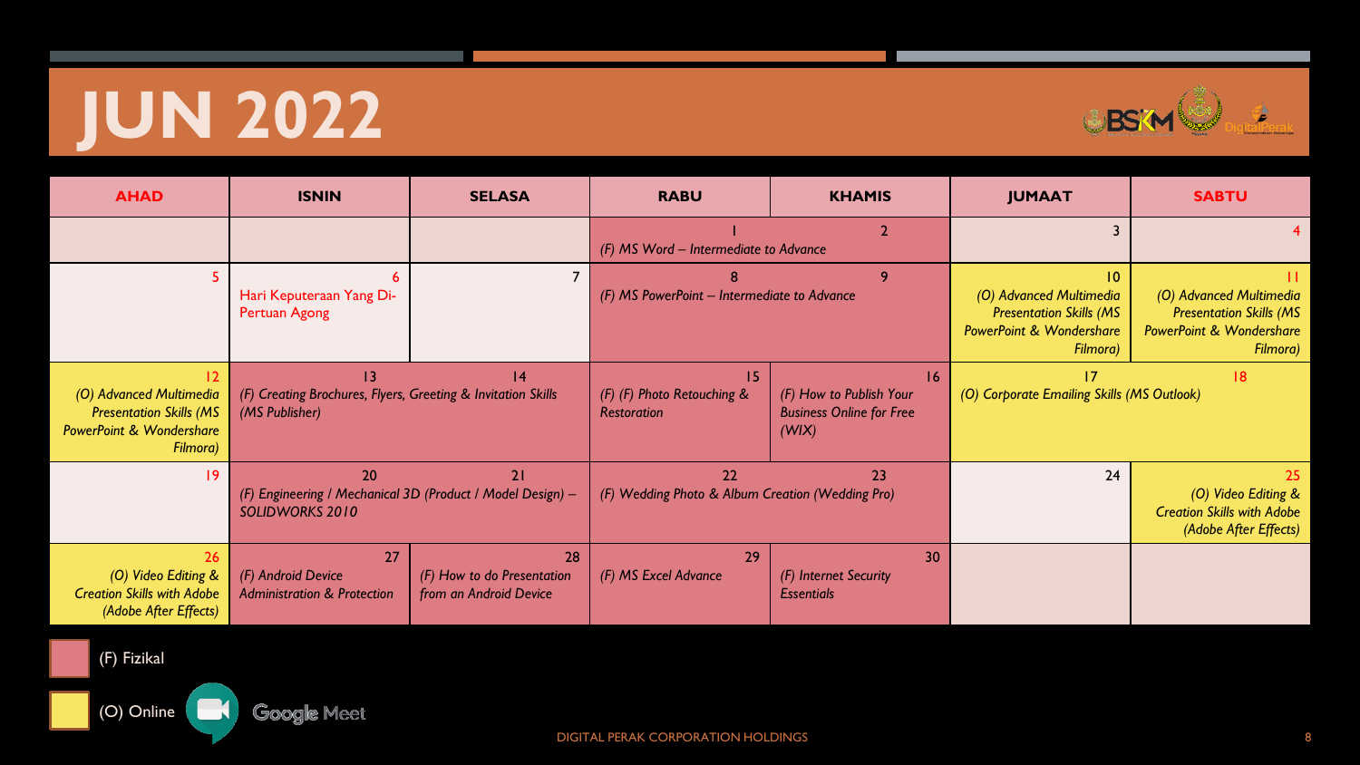# JUN 2022

| AHAD | ISNIN | SELASA | RABU | KHAMIS | JUMAAT | SABTU |
|---|---|---|---|---|---|---|
| | | | 1<br>*(F) MS Word – Intermediate to Advance* | 2 | 3 | 4 |
| 5 | 6<br>Hari Keputeraan Yang Di-Pertuan Agong | 7 | 8<br>*(F) MS PowerPoint – Intermediate to Advance* | 9 | 10<br>*(O) Advanced Multimedia Presentation Skills (MS PowerPoint & Wondershare Filmora)* | 11<br>*(O) Advanced Multimedia Presentation Skills (MS PowerPoint & Wondershare Filmora)* |
| 12<br>*(O) Advanced Multimedia Presentation Skills (MS PowerPoint & Wondershare Filmora)* | 13<br>*(F) Creating Brochures, Flyers, Greeting & Invitation Skills (MS Publisher)* | 14 | 15<br>*(F) (F) Photo Retouching & Restoration* | 16<br>*(F) How to Publish Your Business Online for Free (WIX)* | 17<br>*(O) Corporate Emailing Skills (MS Outlook)* | 18 |
| 19 | 20<br>*(F) Engineering / Mechanical 3D (Product / Model Design) – SOLIDWORKS 2010* | 21 | 22<br>*(F) Wedding Photo & Album Creation (Wedding Pro)* | 23 | 24 | 25<br>*(O) Video Editing & Creation Skills with Adobe (Adobe After Effects)* |
| 26<br>*(O) Video Editing & Creation Skills with Adobe (Adobe After Effects)* | 27<br>*(F) Android Device Administration & Protection* | 28<br>*(F) How to do Presentation from an Android Device* | 29<br>*(F) MS Excel Advance* | 30<br>*(F) Internet Security Essentials* | | |

(F) Fizikal

(O) Online Google Meet

DIGITAL PERAK CORPORATION HOLDINGS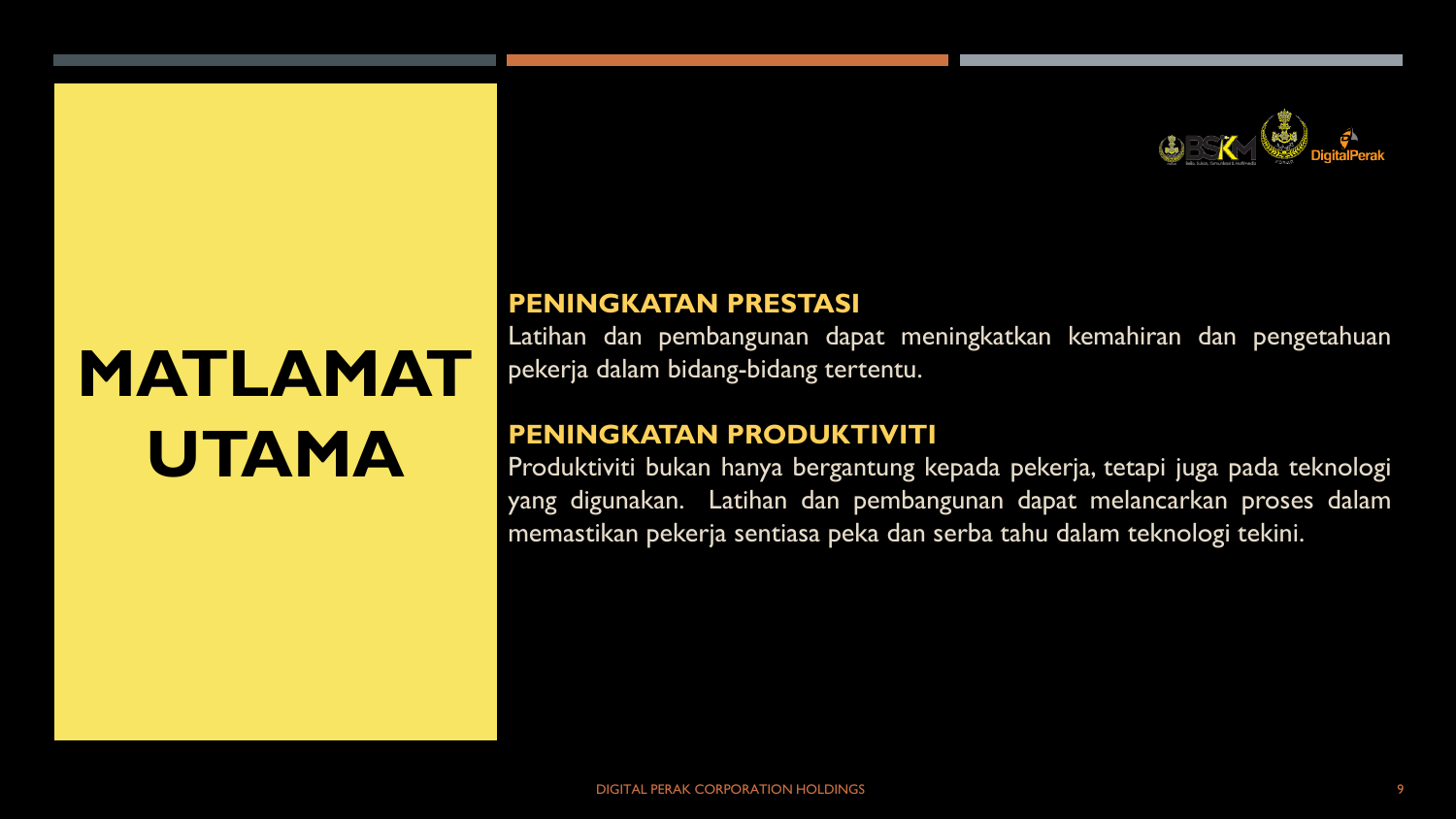# MATLAMAT UTAMA

**PENINGKATAN PRESTASI**

Latihan dan pembangunan dapat meningkatkan kemahiran dan pengetahuan pekerja dalam bidang-bidang tertentu.

**PENINGKATAN PRODUKTIVITI**

Produktiviti bukan hanya bergantung kepada pekerja, tetapi juga pada teknologi yang digunakan. Latihan dan pembangunan dapat melancarkan proses dalam memastikan pekerja sentiasa peka dan serba tahu dalam teknologi tekini.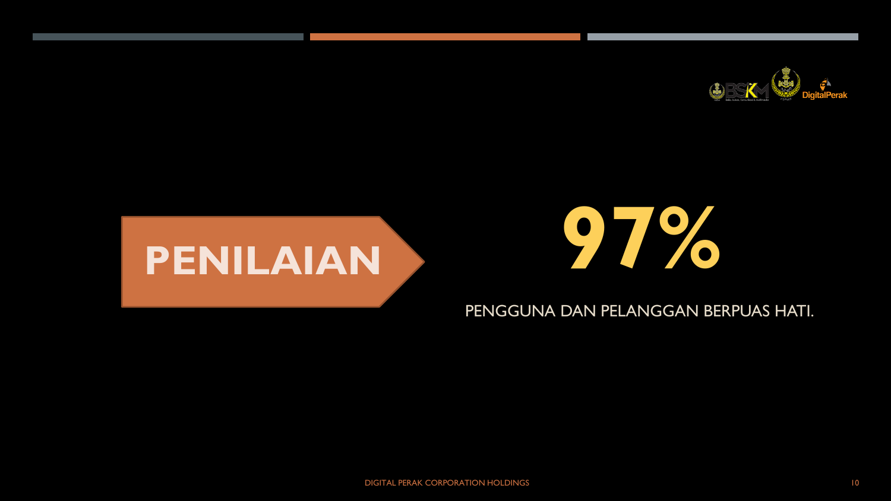# PENILAIAN

# 97%

PENGGUNA DAN PELANGGAN BERPUAS HATI.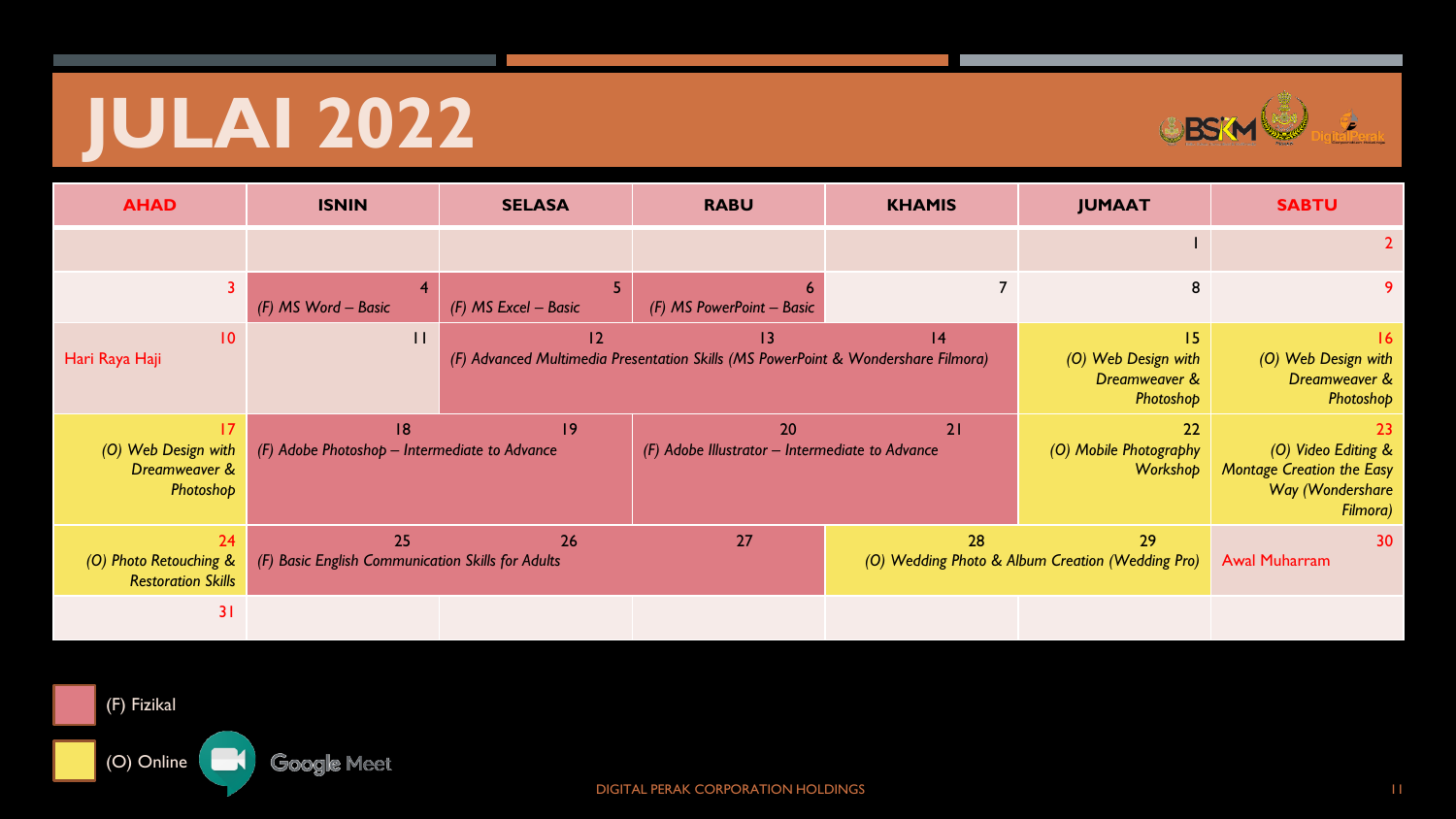# JULAI 2022

| AHAD | ISNIN | SELASA | RABU | KHAMIS | JUMAAT | SABTU |
|---|---|---|---|---|---|---|
| | | | | | 1 | 2 |
| 3 | 4 *(F) MS Word – Basic* | 5 *(F) MS Excel – Basic* | 6 *(F) MS PowerPoint – Basic* | 7 | 8 | 9 |
| 10 Hari Raya Haji | 11 | 12 *(F) Advanced Multimedia Presentation Skills (MS PowerPoint & Wondershare Filmora)* | 13 | 14 | 15 *(O) Web Design with Dreamweaver & Photoshop* | 16 *(O) Web Design with Dreamweaver & Photoshop* |
| 17 *(O) Web Design with Dreamweaver & Photoshop* | 18 *(F) Adobe Photoshop – Intermediate to Advance* | 19 | 20 *(F) Adobe Illustrator – Intermediate to Advance* | 21 | 22 *(O) Mobile Photography Workshop* | 23 *(O) Video Editing & Montage Creation the Easy Way (Wondershare Filmora)* |
| 24 *(O) Photo Retouching & Restoration Skills* | 25 *(F) Basic English Communication Skills for Adults* | 26 | 27 | 28 *(O) Wedding Photo & Album Creation (Wedding Pro)* | 29 | 30 Awal Muharram |
| 31 | | | | | | |

(F) Fizikal

(O) Online — Google Meet

DIGITAL PERAK CORPORATION HOLDINGS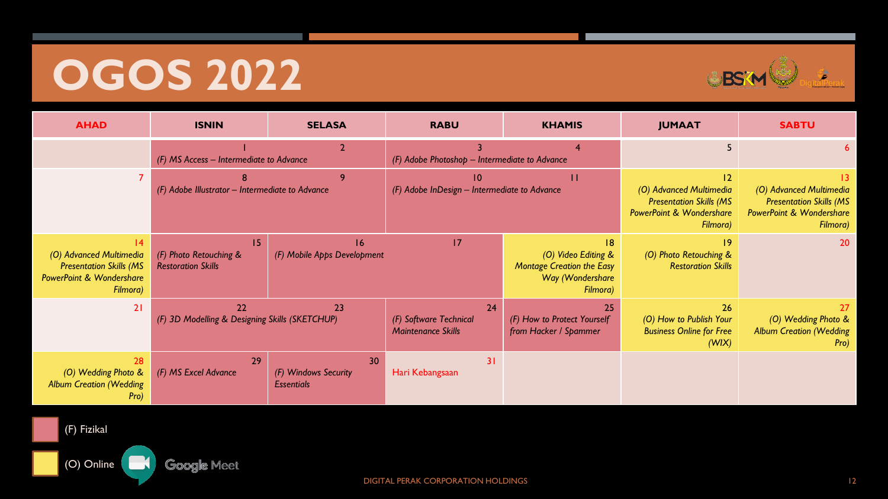# OGOS 2022

| AHAD | ISNIN | SELASA | RABU | KHAMIS | JUMAAT | SABTU |
|---|---|---|---|---|---|---|
| | 1 *(F) MS Access – Intermediate to Advance* | 2 | 3 *(F) Adobe Photoshop – Intermediate to Advance* | 4 | 5 | 6 |
| 7 | 8 *(F) Adobe Illustrator – Intermediate to Advance* | 9 | 10 *(F) Adobe InDesign – Intermediate to Advance* | 11 | 12 *(O) Advanced Multimedia Presentation Skills (MS PowerPoint & Wondershare Filmora)* | 13 *(O) Advanced Multimedia Presentation Skills (MS PowerPoint & Wondershare Filmora)* |
| 14 *(O) Advanced Multimedia Presentation Skills (MS PowerPoint & Wondershare Filmora)* | 15 *(F) Photo Retouching & Restoration Skills* | 16 *(F) Mobile Apps Development* | 17 | 18 *(O) Video Editing & Montage Creation the Easy Way (Wondershare Filmora)* | 19 *(O) Photo Retouching & Restoration Skills* | 20 |
| 21 | 22 *(F) 3D Modelling & Designing Skills (SKETCHUP)* | 23 | 24 *(F) Software Technical Maintenance Skills* | 25 *(F) How to Protect Yourself from Hacker / Spammer* | 26 *(O) How to Publish Your Business Online for Free (WIX)* | 27 *(O) Wedding Photo & Album Creation (Wedding Pro)* |
| 28 *(O) Wedding Photo & Album Creation (Wedding Pro)* | 29 *(F) MS Excel Advance* | 30 *(F) Windows Security Essentials* | 31 Hari Kebangsaan | | | |

(F) Fizikal

(O) Online – Google Meet

DIGITAL PERAK CORPORATION HOLDINGS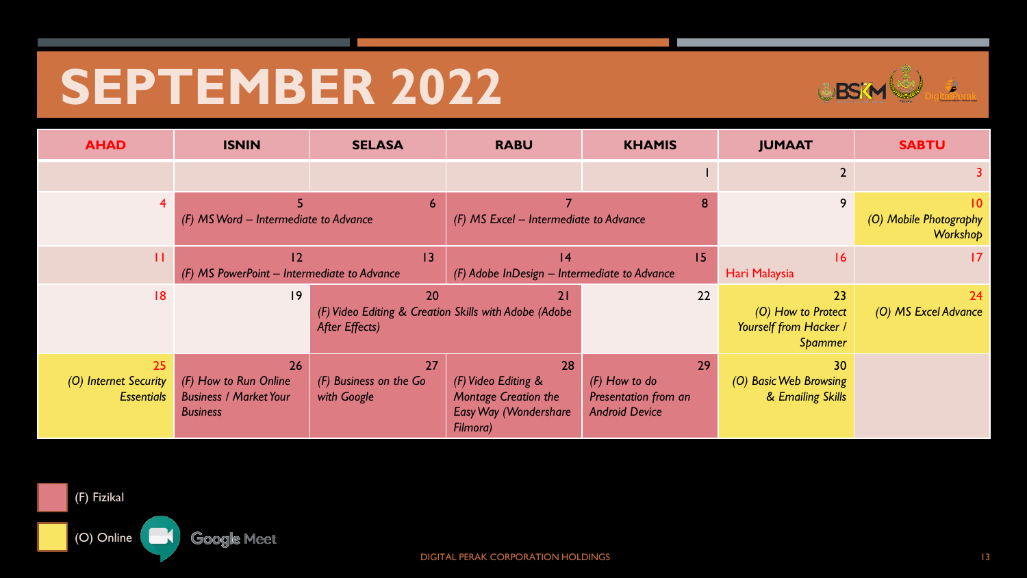# SEPTEMBER 2022

| AHAD | ISNIN | SELASA | RABU | KHAMIS | JUMAAT | SABTU |
|---|---|---|---|---|---|---|
| | | | | 1 | 2 | 3 |
| 4 | 5 (F) MS Word – Intermediate to Advance | 6 | 7 (F) MS Excel – Intermediate to Advance | 8 | 9 | 10 (O) Mobile Photography Workshop |
| 11 | 12 (F) MS PowerPoint – Intermediate to Advance | 13 | 14 (F) Adobe InDesign – Intermediate to Advance | 15 | 16 Hari Malaysia | 17 |
| 18 | 19 | 20 (F) Video Editing & Creation Skills with Adobe (Adobe After Effects) | 21 | 22 | 23 (O) How to Protect Yourself from Hacker / Spammer | 24 (O) MS Excel Advance |
| 25 (O) Internet Security Essentials | 26 (F) How to Run Online Business / Market Your Business | 27 (F) Business on the Go with Google | 28 (F) Video Editing & Montage Creation the Easy Way (Wondershare Filmora) | 29 (F) How to do Presentation from an Android Device | 30 (O) Basic Web Browsing & Emailing Skills | |

(F) Fizikal

(O) Online — Google Meet

DIGITAL PERAK CORPORATION HOLDINGS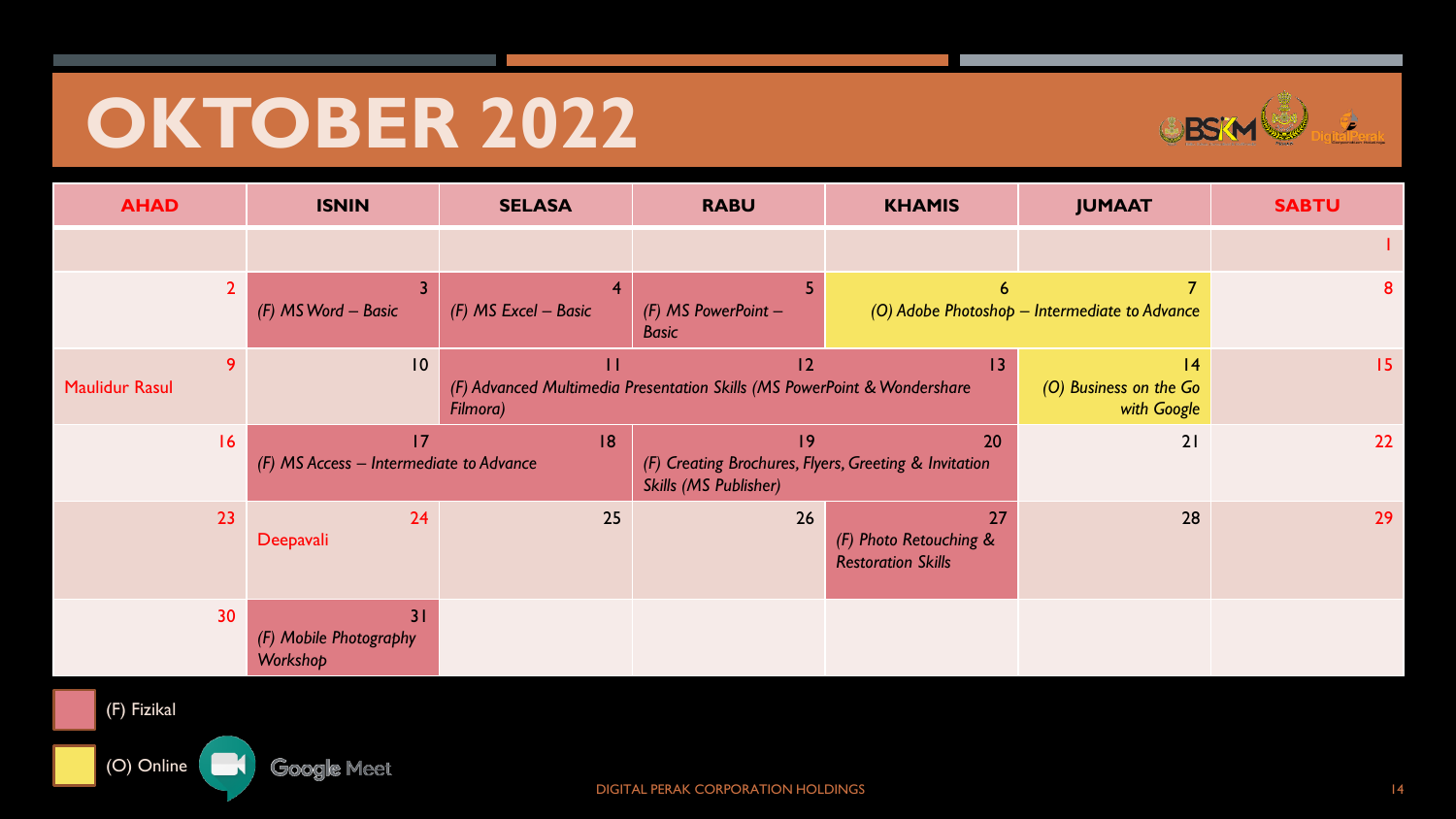# OKTOBER 2022

| AHAD | ISNIN | SELASA | RABU | KHAMIS | JUMAAT | SABTU |
|---|---|---|---|---|---|---|
| | | | | | | 1 |
| 2 | 3 *(F) MS Word – Basic* | 4 *(F) MS Excel – Basic* | 5 *(F) MS PowerPoint – Basic* | 6 *(O) Adobe Photoshop – Intermediate to Advance* | 7 | 8 |
| 9 Maulidur Rasul | 10 | 11 *(F) Advanced Multimedia Presentation Skills (MS PowerPoint & Wondershare Filmora)* | 12 | 13 | 14 *(O) Business on the Go with Google* | 15 |
| 16 | 17 *(F) MS Access – Intermediate to Advance* | 18 | 19 *(F) Creating Brochures, Flyers, Greeting & Invitation Skills (MS Publisher)* | 20 | 21 | 22 |
| 23 | 24 Deepavali | 25 | 26 | 27 *(F) Photo Retouching & Restoration Skills* | 28 | 29 |
| 30 | 31 *(F) Mobile Photography Workshop* | | | | | |

(F) Fizikal

(O) Online — Google Meet

DIGITAL PERAK CORPORATION HOLDINGS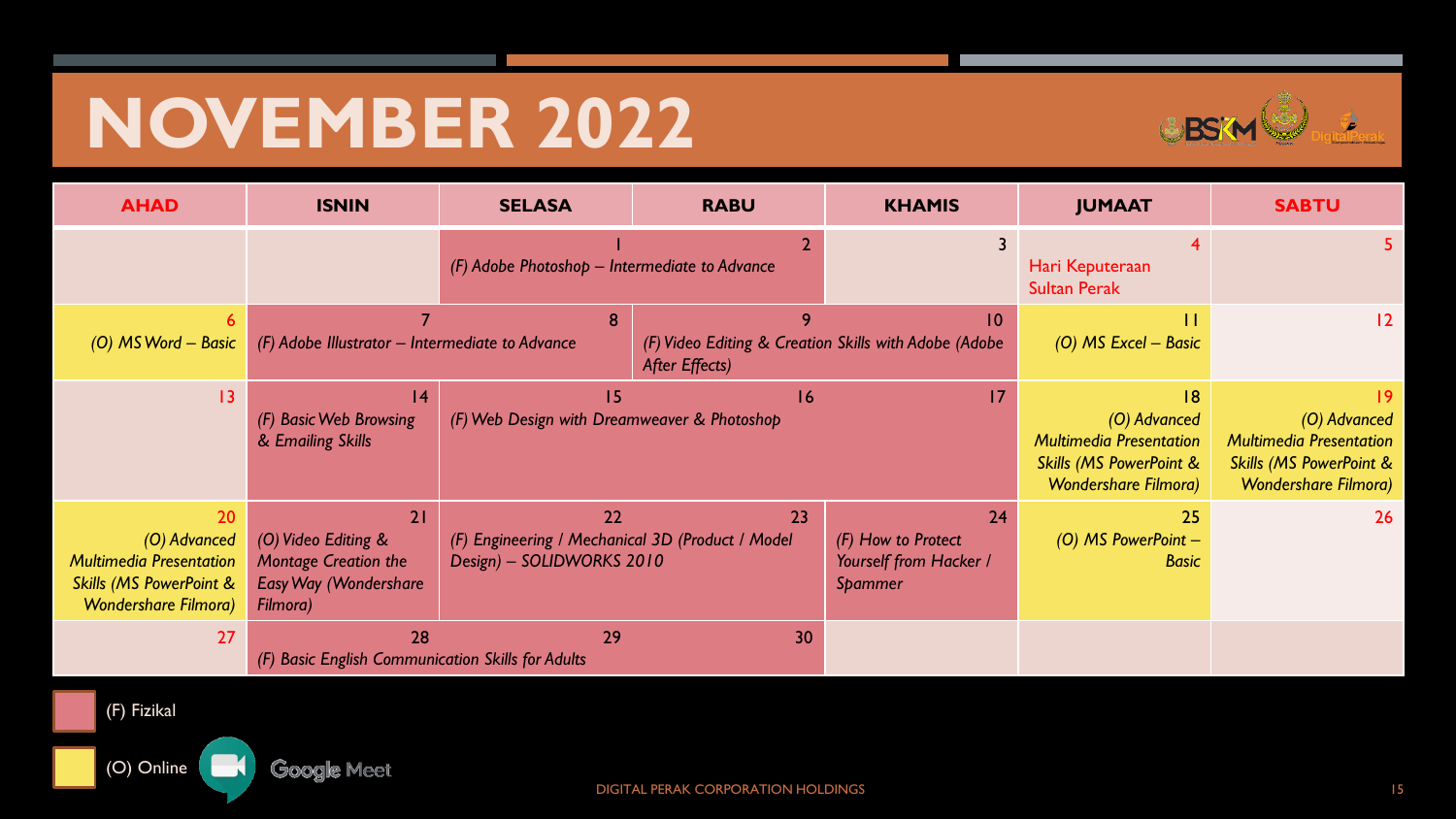# NOVEMBER 2022

| AHAD | ISNIN | SELASA | RABU | KHAMIS | JUMAAT | SABTU |
|---|---|---|---|---|---|---|
| | | 1 (F) Adobe Photoshop – Intermediate to Advance | 2 | 3 | 4 Hari Keputeraan Sultan Perak | 5 |
| 6 (O) MS Word – Basic | 7 (F) Adobe Illustrator – Intermediate to Advance | 8 | 9 (F) Video Editing & Creation Skills with Adobe (Adobe After Effects) | 10 | 11 (O) MS Excel – Basic | 12 |
| 13 | 14 (F) Basic Web Browsing & Emailing Skills | 15 (F) Web Design with Dreamweaver & Photoshop | 16 | 17 | 18 (O) Advanced Multimedia Presentation Skills (MS PowerPoint & Wondershare Filmora) | 19 (O) Advanced Multimedia Presentation Skills (MS PowerPoint & Wondershare Filmora) |
| 20 (O) Advanced Multimedia Presentation Skills (MS PowerPoint & Wondershare Filmora) | 21 (O) Video Editing & Montage Creation the Easy Way (Wondershare Filmora) | 22 (F) Engineering / Mechanical 3D (Product / Model Design) – SOLIDWORKS 2010 | 23 | 24 (F) How to Protect Yourself from Hacker / Spammer | 25 (O) MS PowerPoint – Basic | 26 |
| 27 | 28 (F) Basic English Communication Skills for Adults | 29 | 30 | | | |

(F) Fizikal

(O) Online — Google Meet

DIGITAL PERAK CORPORATION HOLDINGS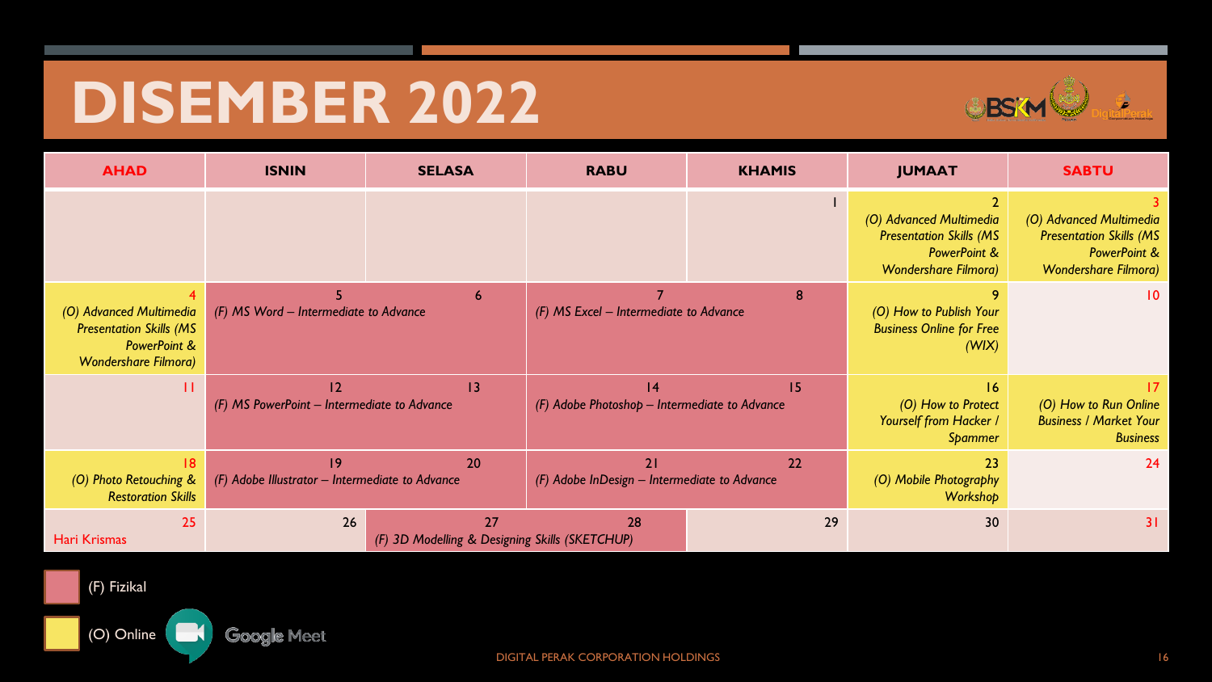# DISEMBER 2022

| AHAD | ISNIN | SELASA | RABU | KHAMIS | JUMAAT | SABTU |
|---|---|---|---|---|---|---|
| | | | | 1 | 2 *(O) Advanced Multimedia Presentation Skills (MS PowerPoint & Wondershare Filmora)* | 3 *(O) Advanced Multimedia Presentation Skills (MS PowerPoint & Wondershare Filmora)* |
| 4 *(O) Advanced Multimedia Presentation Skills (MS PowerPoint & Wondershare Filmora)* | 5 *(F) MS Word – Intermediate to Advance* | 6 | 7 *(F) MS Excel – Intermediate to Advance* | 8 | 9 *(O) How to Publish Your Business Online for Free (WIX)* | 10 |
| 11 | 12 *(F) MS PowerPoint – Intermediate to Advance* | 13 | 14 *(F) Adobe Photoshop – Intermediate to Advance* | 15 | 16 *(O) How to Protect Yourself from Hacker / Spammer* | 17 *(O) How to Run Online Business / Market Your Business* |
| 18 *(O) Photo Retouching & Restoration Skills* | 19 *(F) Adobe Illustrator – Intermediate to Advance* | 20 | 21 *(F) Adobe InDesign – Intermediate to Advance* | 22 | 23 *(O) Mobile Photography Workshop* | 24 |
| 25 Hari Krismas | 26 | 27 *(F) 3D Modelling & Designing Skills (SKETCHUP)* | 28 | 29 | 30 | 31 |

(F) Fizikal

(O) Online – Google Meet

DIGITAL PERAK CORPORATION HOLDINGS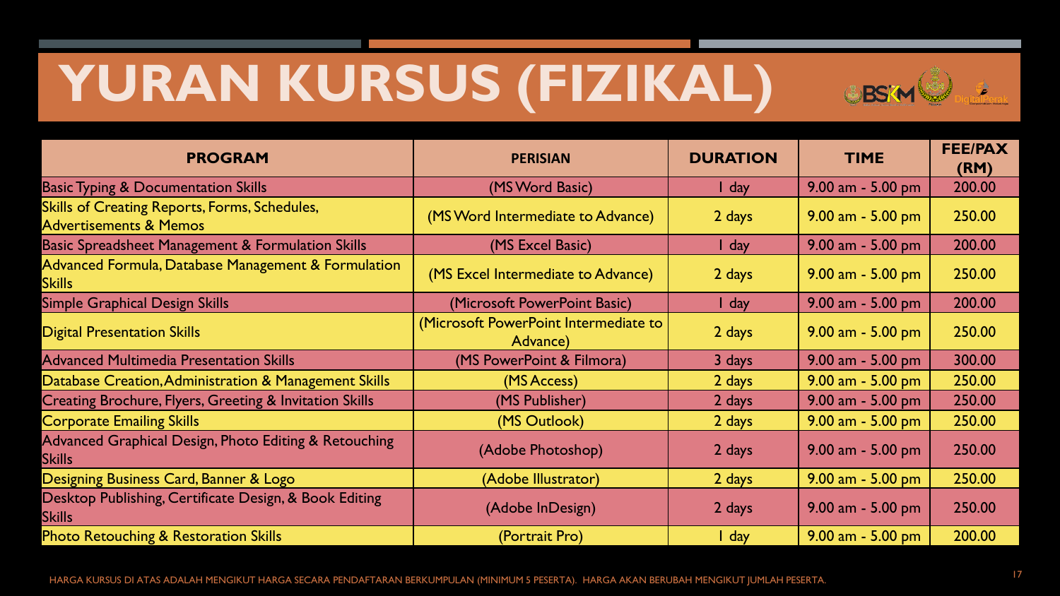# YURAN KURSUS (FIZIKAL)

| PROGRAM | PERISIAN | DURATION | TIME | FEE/PAX (RM) |
|---|---|---|---|---|
| Basic Typing & Documentation Skills | (MS Word Basic) | 1 day | 9.00 am - 5.00 pm | 200.00 |
| Skills of Creating Reports, Forms, Schedules, Advertisements & Memos | (MS Word Intermediate to Advance) | 2 days | 9.00 am - 5.00 pm | 250.00 |
| Basic Spreadsheet Management & Formulation Skills | (MS Excel Basic) | 1 day | 9.00 am - 5.00 pm | 200.00 |
| Advanced Formula, Database Management & Formulation Skills | (MS Excel Intermediate to Advance) | 2 days | 9.00 am - 5.00 pm | 250.00 |
| Simple Graphical Design Skills | (Microsoft PowerPoint Basic) | 1 day | 9.00 am - 5.00 pm | 200.00 |
| Digital Presentation Skills | (Microsoft PowerPoint Intermediate to Advance) | 2 days | 9.00 am - 5.00 pm | 250.00 |
| Advanced Multimedia Presentation Skills | (MS PowerPoint & Filmora) | 3 days | 9.00 am - 5.00 pm | 300.00 |
| Database Creation, Administration & Management Skills | (MS Access) | 2 days | 9.00 am - 5.00 pm | 250.00 |
| Creating Brochure, Flyers, Greeting & Invitation Skills | (MS Publisher) | 2 days | 9.00 am - 5.00 pm | 250.00 |
| Corporate Emailing Skills | (MS Outlook) | 2 days | 9.00 am - 5.00 pm | 250.00 |
| Advanced Graphical Design, Photo Editing & Retouching Skills | (Adobe Photoshop) | 2 days | 9.00 am - 5.00 pm | 250.00 |
| Designing Business Card, Banner & Logo | (Adobe Illustrator) | 2 days | 9.00 am - 5.00 pm | 250.00 |
| Desktop Publishing, Certificate Design, & Book Editing Skills | (Adobe InDesign) | 2 days | 9.00 am - 5.00 pm | 250.00 |
| Photo Retouching & Restoration Skills | (Portrait Pro) | 1 day | 9.00 am - 5.00 pm | 200.00 |

HARGA KURSUS DI ATAS ADALAH MENGIKUT HARGA SECARA PENDAFTARAN BERKUMPULAN (MINIMUM 5 PESERTA). HARGA AKAN BERUBAH MENGIKUT JUMLAH PESERTA.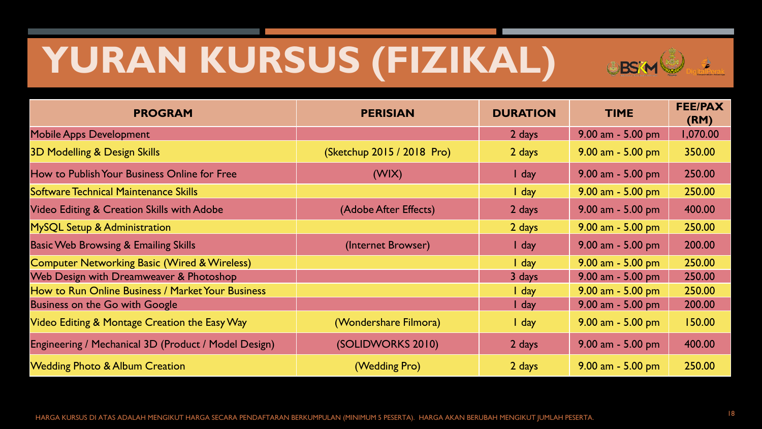# YURAN KURSUS (FIZIKAL)

| PROGRAM | PERISIAN | DURATION | TIME | FEE/PAX (RM) |
|---|---|---|---|---|
| Mobile Apps Development | | 2 days | 9.00 am - 5.00 pm | 1,070.00 |
| 3D Modelling & Design Skills | (Sketchup 2015 / 2018 Pro) | 2 days | 9.00 am - 5.00 pm | 350.00 |
| How to Publish Your Business Online for Free | (WIX) | 1 day | 9.00 am - 5.00 pm | 250.00 |
| Software Technical Maintenance Skills | | 1 day | 9.00 am - 5.00 pm | 250.00 |
| Video Editing & Creation Skills with Adobe | (Adobe After Effects) | 2 days | 9.00 am - 5.00 pm | 400.00 |
| MySQL Setup & Administration | | 2 days | 9.00 am - 5.00 pm | 250.00 |
| Basic Web Browsing & Emailing Skills | (Internet Browser) | 1 day | 9.00 am - 5.00 pm | 200.00 |
| Computer Networking Basic (Wired & Wireless) | | 1 day | 9.00 am - 5.00 pm | 250.00 |
| Web Design with Dreamweaver & Photoshop | | 3 days | 9.00 am - 5.00 pm | 250.00 |
| How to Run Online Business / Market Your Business | | 1 day | 9.00 am - 5.00 pm | 250.00 |
| Business on the Go with Google | | 1 day | 9.00 am - 5.00 pm | 200.00 |
| Video Editing & Montage Creation the Easy Way | (Wondershare Filmora) | 1 day | 9.00 am - 5.00 pm | 150.00 |
| Engineering / Mechanical 3D (Product / Model Design) | (SOLIDWORKS 2010) | 2 days | 9.00 am - 5.00 pm | 400.00 |
| Wedding Photo & Album Creation | (Wedding Pro) | 2 days | 9.00 am - 5.00 pm | 250.00 |

HARGA KURSUS DI ATAS ADALAH MENGIKUT HARGA SECARA PENDAFTARAN BERKUMPULAN (MINIMUM 5 PESERTA). HARGA AKAN BERUBAH MENGIKUT JUMLAH PESERTA.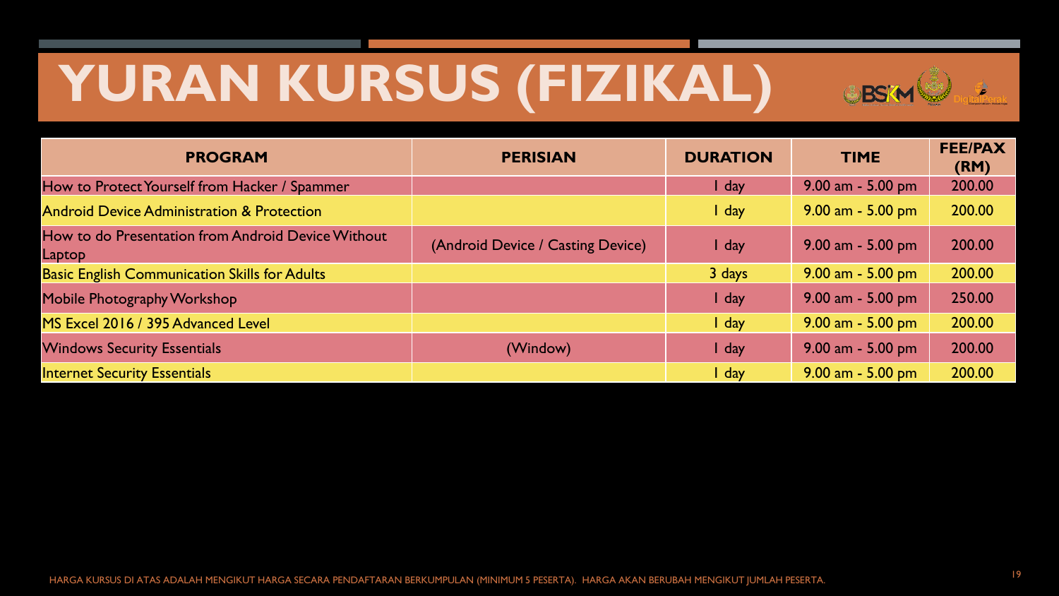# YURAN KURSUS (FIZIKAL)

| PROGRAM | PERISIAN | DURATION | TIME | FEE/PAX (RM) |
|---|---|---|---|---|
| How to Protect Yourself from Hacker / Spammer | | 1 day | 9.00 am - 5.00 pm | 200.00 |
| Android Device Administration & Protection | | 1 day | 9.00 am - 5.00 pm | 200.00 |
| How to do Presentation from Android Device Without Laptop | (Android Device / Casting Device) | 1 day | 9.00 am - 5.00 pm | 200.00 |
| Basic English Communication Skills for Adults | | 3 days | 9.00 am - 5.00 pm | 200.00 |
| Mobile Photography Workshop | | 1 day | 9.00 am - 5.00 pm | 250.00 |
| MS Excel 2016 / 395 Advanced Level | | 1 day | 9.00 am - 5.00 pm | 200.00 |
| Windows Security Essentials | (Window) | 1 day | 9.00 am - 5.00 pm | 200.00 |
| Internet Security Essentials | | 1 day | 9.00 am - 5.00 pm | 200.00 |

HARGA KURSUS DI ATAS ADALAH MENGIKUT HARGA SECARA PENDAFTARAN BERKUMPULAN (MINIMUM 5 PESERTA). HARGA AKAN BERUBAH MENGIKUT JUMLAH PESERTA.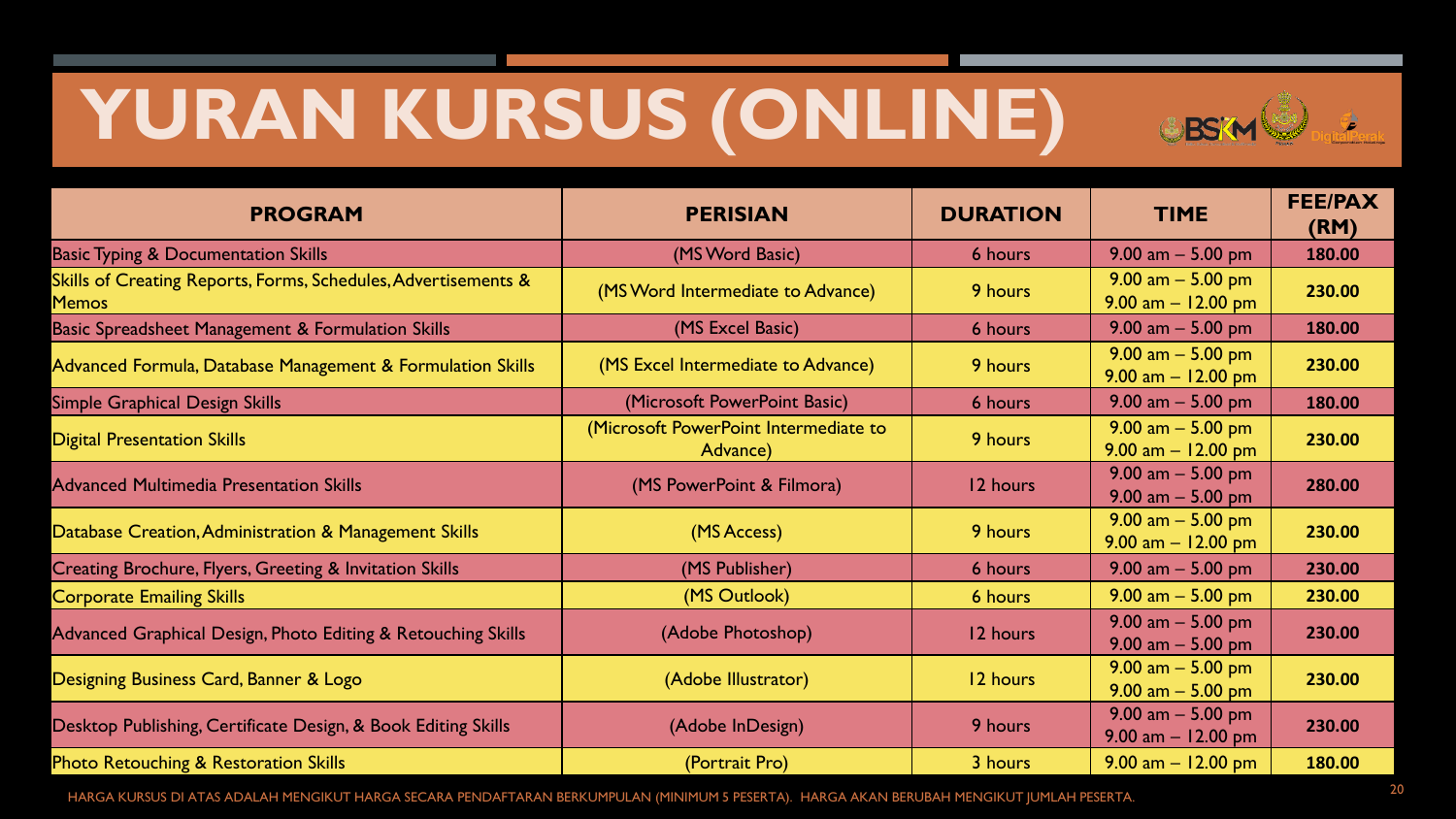# YURAN KURSUS (ONLINE)

| PROGRAM | PERISIAN | DURATION | TIME | FEE/PAX (RM) |
|---|---|---|---|---|
| Basic Typing & Documentation Skills | (MS Word Basic) | 6 hours | 9.00 am – 5.00 pm | 180.00 |
| Skills of Creating Reports, Forms, Schedules, Advertisements & Memos | (MS Word Intermediate to Advance) | 9 hours | 9.00 am – 5.00 pm<br>9.00 am – 12.00 pm | 230.00 |
| Basic Spreadsheet Management & Formulation Skills | (MS Excel Basic) | 6 hours | 9.00 am – 5.00 pm | 180.00 |
| Advanced Formula, Database Management & Formulation Skills | (MS Excel Intermediate to Advance) | 9 hours | 9.00 am – 5.00 pm<br>9.00 am – 12.00 pm | 230.00 |
| Simple Graphical Design Skills | (Microsoft PowerPoint Basic) | 6 hours | 9.00 am – 5.00 pm | 180.00 |
| Digital Presentation Skills | (Microsoft PowerPoint Intermediate to Advance) | 9 hours | 9.00 am – 5.00 pm<br>9.00 am – 12.00 pm | 230.00 |
| Advanced Multimedia Presentation Skills | (MS PowerPoint & Filmora) | 12 hours | 9.00 am – 5.00 pm<br>9.00 am – 5.00 pm | 280.00 |
| Database Creation, Administration & Management Skills | (MS Access) | 9 hours | 9.00 am – 5.00 pm<br>9.00 am – 12.00 pm | 230.00 |
| Creating Brochure, Flyers, Greeting & Invitation Skills | (MS Publisher) | 6 hours | 9.00 am – 5.00 pm | 230.00 |
| Corporate Emailing Skills | (MS Outlook) | 6 hours | 9.00 am – 5.00 pm | 230.00 |
| Advanced Graphical Design, Photo Editing & Retouching Skills | (Adobe Photoshop) | 12 hours | 9.00 am – 5.00 pm<br>9.00 am – 5.00 pm | 230.00 |
| Designing Business Card, Banner & Logo | (Adobe Illustrator) | 12 hours | 9.00 am – 5.00 pm<br>9.00 am – 5.00 pm | 230.00 |
| Desktop Publishing, Certificate Design, & Book Editing Skills | (Adobe InDesign) | 9 hours | 9.00 am – 5.00 pm<br>9.00 am – 12.00 pm | 230.00 |
| Photo Retouching & Restoration Skills | (Portrait Pro) | 3 hours | 9.00 am – 12.00 pm | 180.00 |

HARGA KURSUS DI ATAS ADALAH MENGIKUT HARGA SECARA PENDAFTARAN BERKUMPULAN (MINIMUM 5 PESERTA). HARGA AKAN BERUBAH MENGIKUT JUMLAH PESERTA.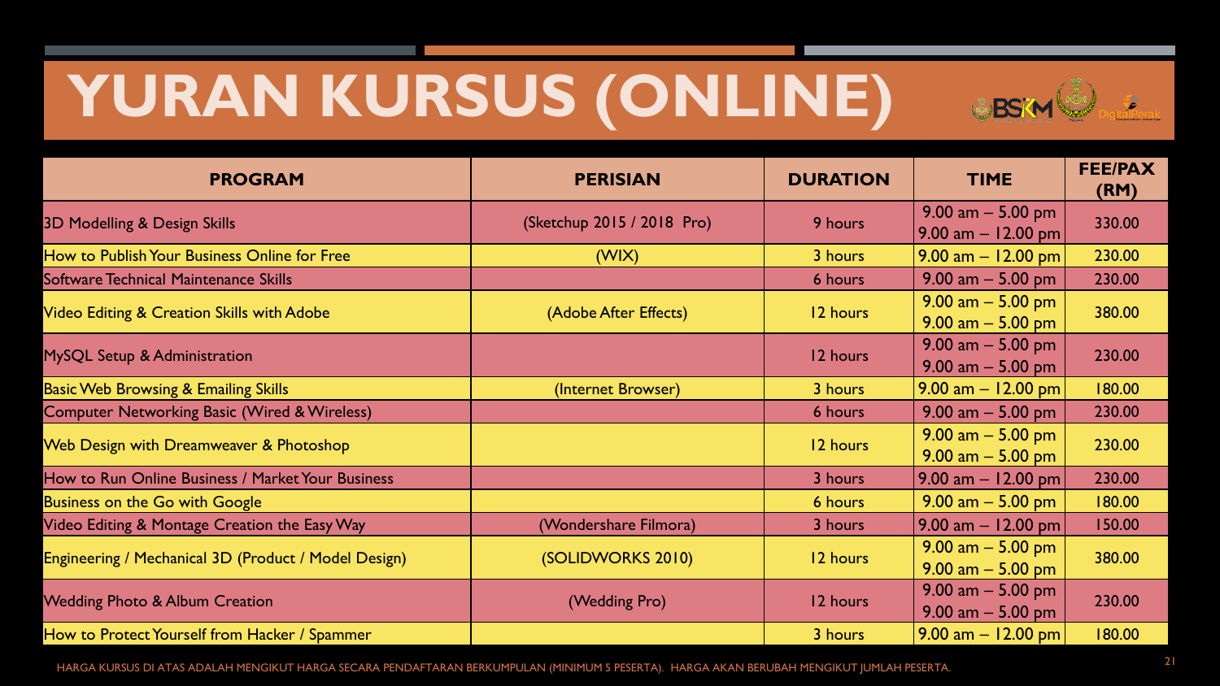# YURAN KURSUS (ONLINE)

| PROGRAM | PERISIAN | DURATION | TIME | FEE/PAX (RM) |
|---|---|---|---|---|
| 3D Modelling & Design Skills | (Sketchup 2015 / 2018 Pro) | 9 hours | 9.00 am – 5.00 pm<br>9.00 am – 12.00 pm | 330.00 |
| How to Publish Your Business Online for Free | (WIX) | 3 hours | 9.00 am – 12.00 pm | 230.00 |
| Software Technical Maintenance Skills | | 6 hours | 9.00 am – 5.00 pm | 230.00 |
| Video Editing & Creation Skills with Adobe | (Adobe After Effects) | 12 hours | 9.00 am – 5.00 pm<br>9.00 am – 5.00 pm | 380.00 |
| MySQL Setup & Administration | | 12 hours | 9.00 am – 5.00 pm<br>9.00 am – 5.00 pm | 230.00 |
| Basic Web Browsing & Emailing Skills | (Internet Browser) | 3 hours | 9.00 am – 12.00 pm | 180.00 |
| Computer Networking Basic (Wired & Wireless) | | 6 hours | 9.00 am – 5.00 pm | 230.00 |
| Web Design with Dreamweaver & Photoshop | | 12 hours | 9.00 am – 5.00 pm<br>9.00 am – 5.00 pm | 230.00 |
| How to Run Online Business / Market Your Business | | 3 hours | 9.00 am – 12.00 pm | 230.00 |
| Business on the Go with Google | | 6 hours | 9.00 am – 5.00 pm | 180.00 |
| Video Editing & Montage Creation the Easy Way | (Wondershare Filmora) | 3 hours | 9.00 am – 12.00 pm | 150.00 |
| Engineering / Mechanical 3D (Product / Model Design) | (SOLIDWORKS 2010) | 12 hours | 9.00 am – 5.00 pm<br>9.00 am – 5.00 pm | 380.00 |
| Wedding Photo & Album Creation | (Wedding Pro) | 12 hours | 9.00 am – 5.00 pm<br>9.00 am – 5.00 pm | 230.00 |
| How to Protect Yourself from Hacker / Spammer | | 3 hours | 9.00 am – 12.00 pm | 180.00 |

HARGA KURSUS DI ATAS ADALAH MENGIKUT HARGA SECARA PENDAFTARAN BERKUMPULAN (MINIMUM 5 PESERTA). HARGA AKAN BERUBAH MENGIKUT JUMLAH PESERTA.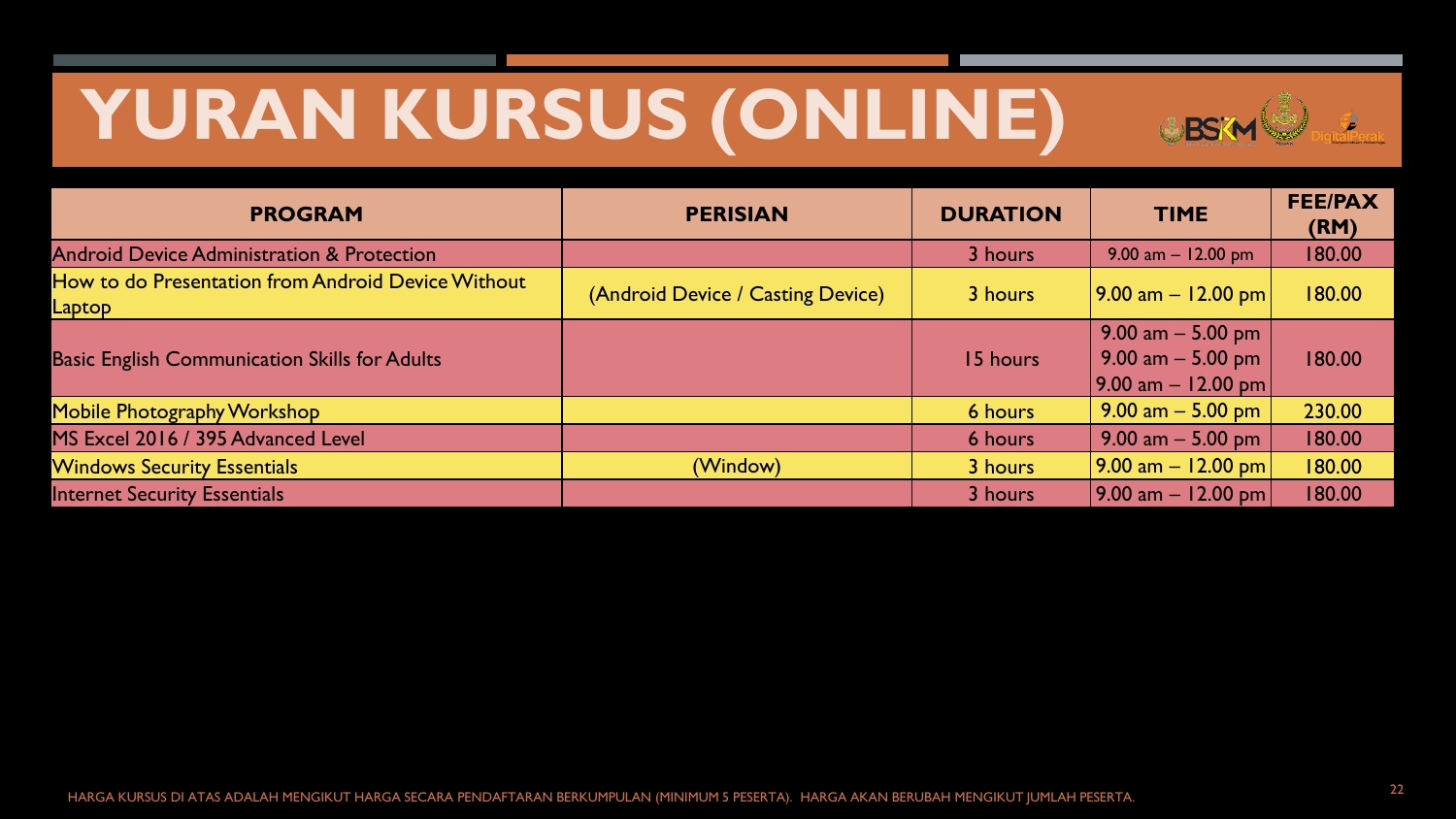# YURAN KURSUS (ONLINE)

| PROGRAM | PERISIAN | DURATION | TIME | FEE/PAX (RM) |
| --- | --- | --- | --- | --- |
| Android Device Administration & Protection | | 3 hours | 9.00 am – 12.00 pm | 180.00 |
| How to do Presentation from Android Device Without Laptop | (Android Device / Casting Device) | 3 hours | 9.00 am – 12.00 pm | 180.00 |
| Basic English Communication Skills for Adults | | 15 hours | 9.00 am – 5.00 pm<br>9.00 am – 5.00 pm<br>9.00 am – 12.00 pm | 180.00 |
| Mobile Photography Workshop | | 6 hours | 9.00 am – 5.00 pm | 230.00 |
| MS Excel 2016 / 395 Advanced Level | | 6 hours | 9.00 am – 5.00 pm | 180.00 |
| Windows Security Essentials | (Window) | 3 hours | 9.00 am – 12.00 pm | 180.00 |
| Internet Security Essentials | | 3 hours | 9.00 am – 12.00 pm | 180.00 |

HARGA KURSUS DI ATAS ADALAH MENGIKUT HARGA SECARA PENDAFTARAN BERKUMPULAN (MINIMUM 5 PESERTA). HARGA AKAN BERUBAH MENGIKUT JUMLAH PESERTA.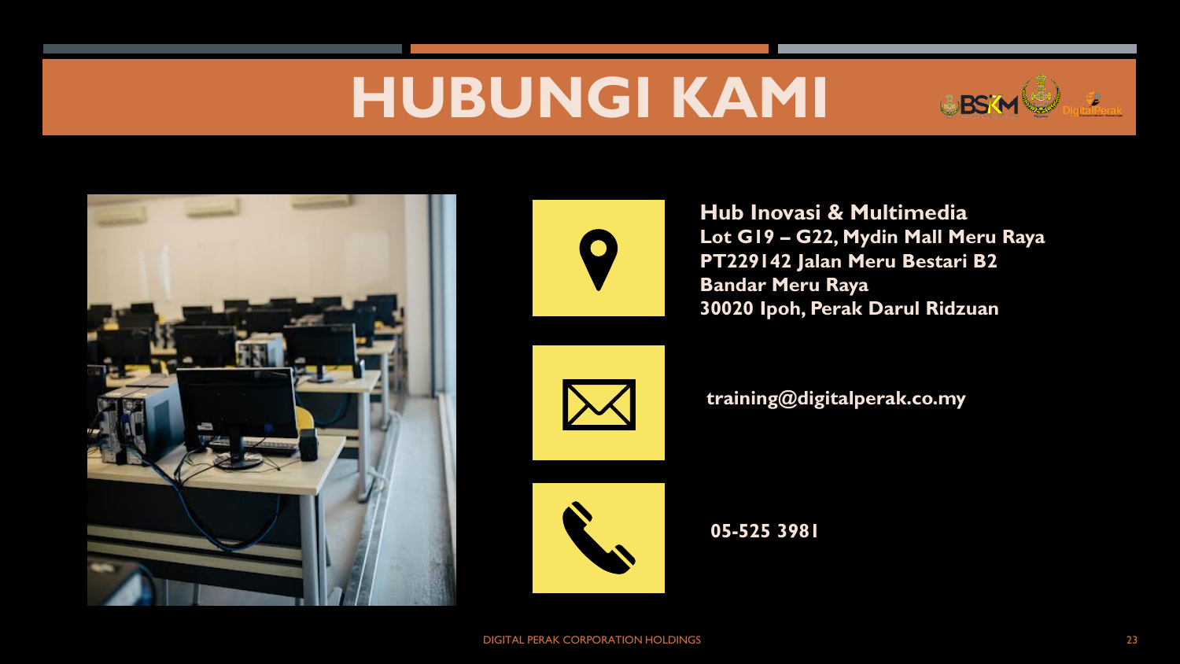# HUBUNGI KAMI

**Hub Inovasi & Multimedia**
**Lot G19 – G22, Mydin Mall Meru Raya**
**PT229142 Jalan Meru Bestari B2**
**Bandar Meru Raya**
**30020 Ipoh, Perak Darul Ridzuan**

**training@digitalperak.co.my**

**05-525 3981**